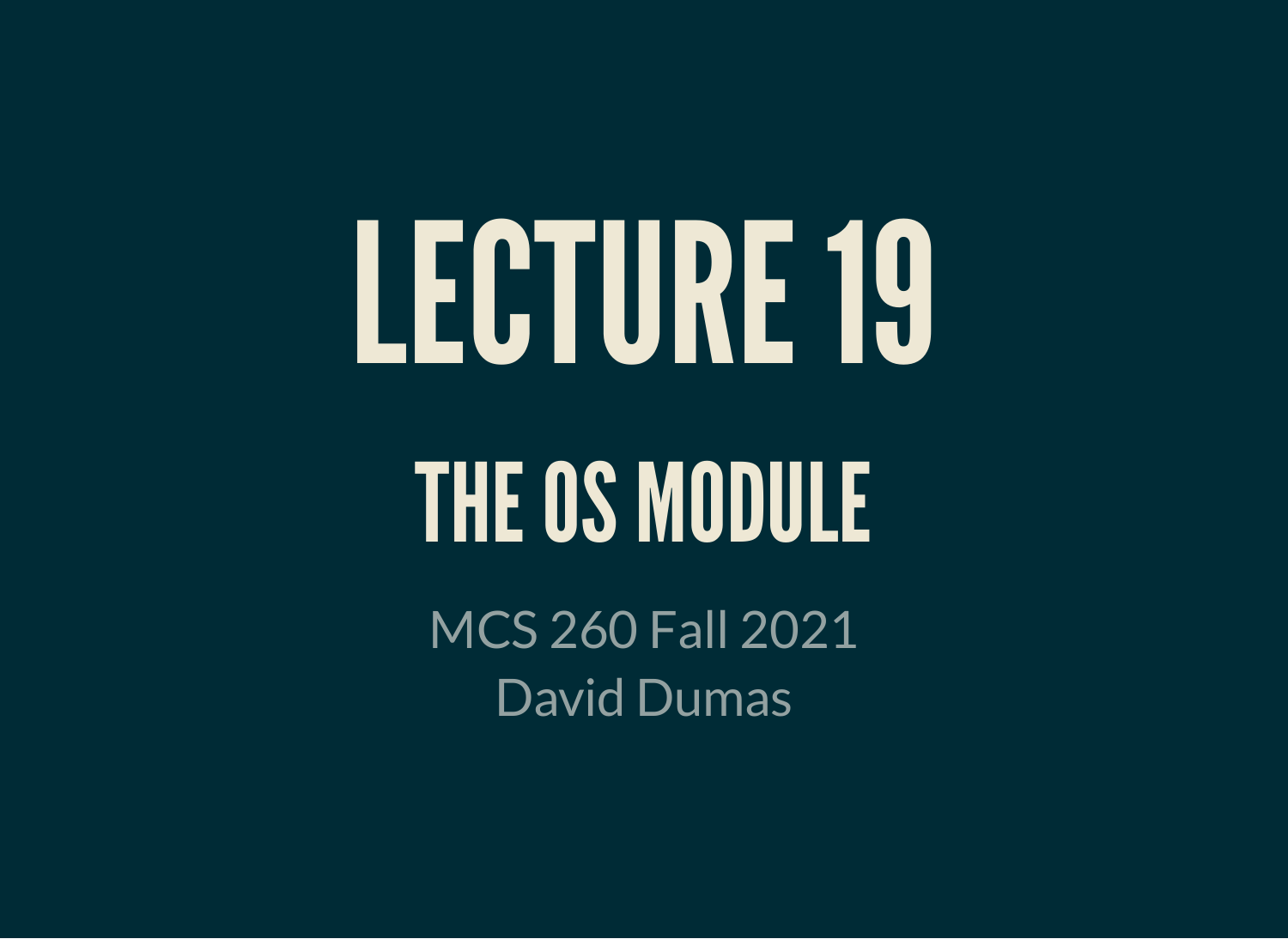# LECTURE 19

## THE OS MODULE

MCS 260 Fall 2021
David Dumas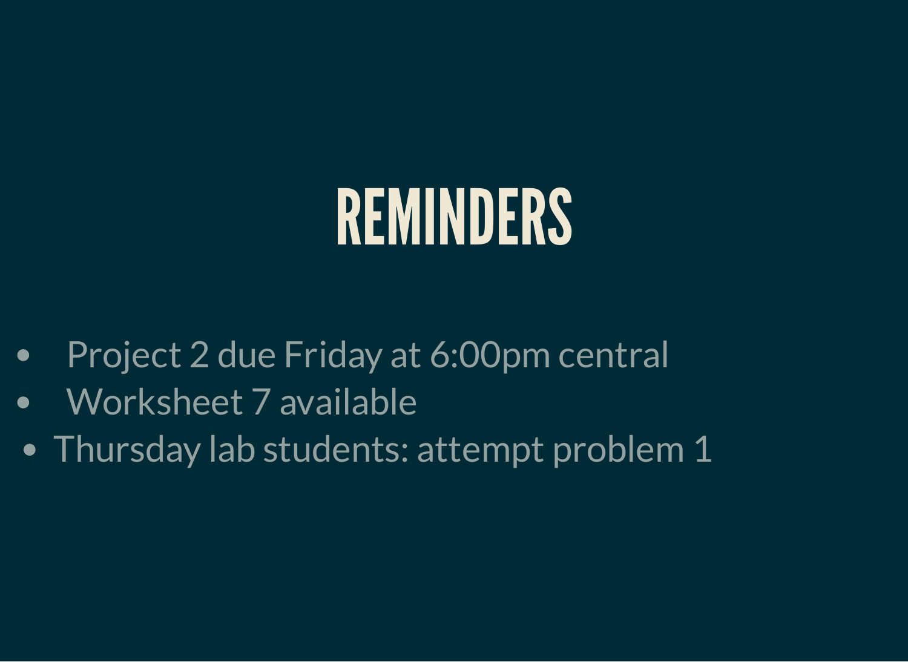# REMINDERS

- Project 2 due Friday at 6:00pm central
- Worksheet 7 available
- Thursday lab students: attempt problem 1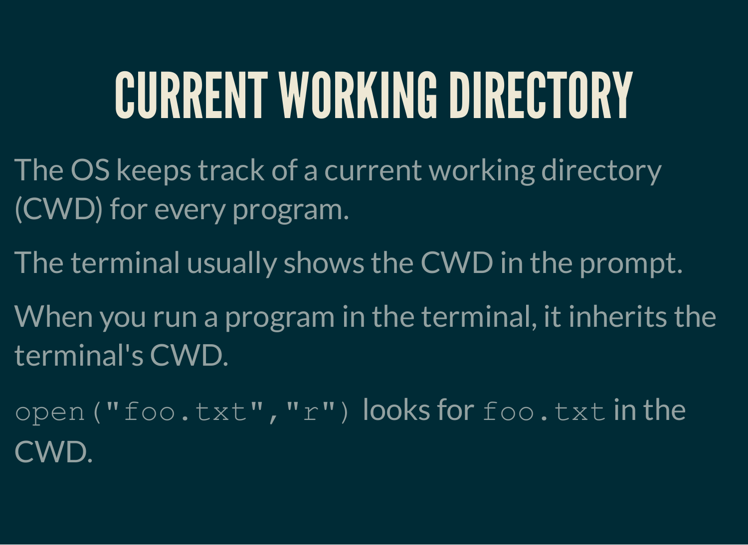# CURRENT WORKING DIRECTORY

The OS keeps track of a current working directory (CWD) for every program.

The terminal usually shows the CWD in the prompt.

When you run a program in the terminal, it inherits the terminal's CWD.

`open("foo.txt","r")` looks for `foo.txt` in the CWD.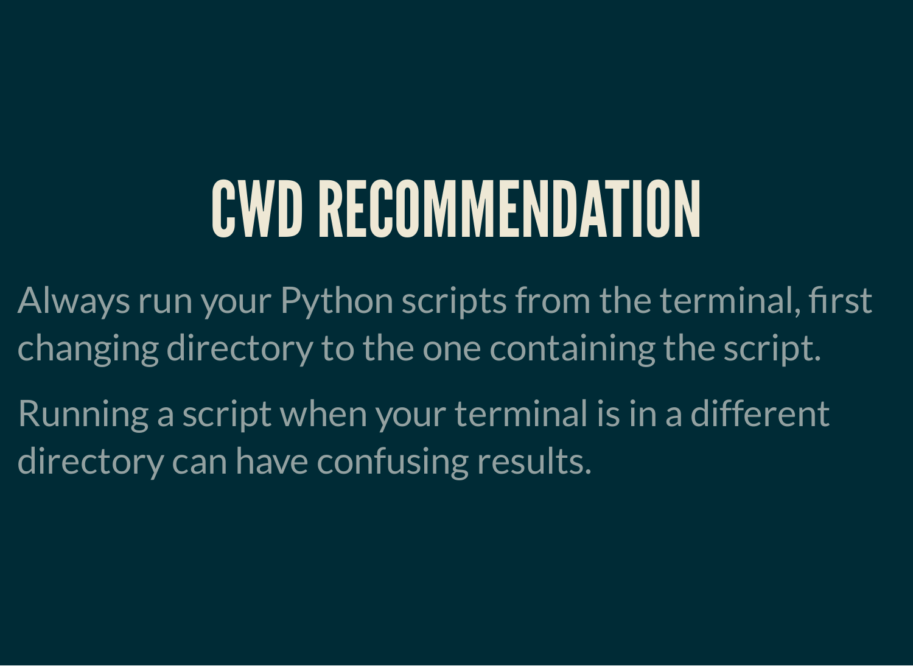# CWD RECOMMENDATION

Always run your Python scripts from the terminal, first changing directory to the one containing the script.

Running a script when your terminal is in a different directory can have confusing results.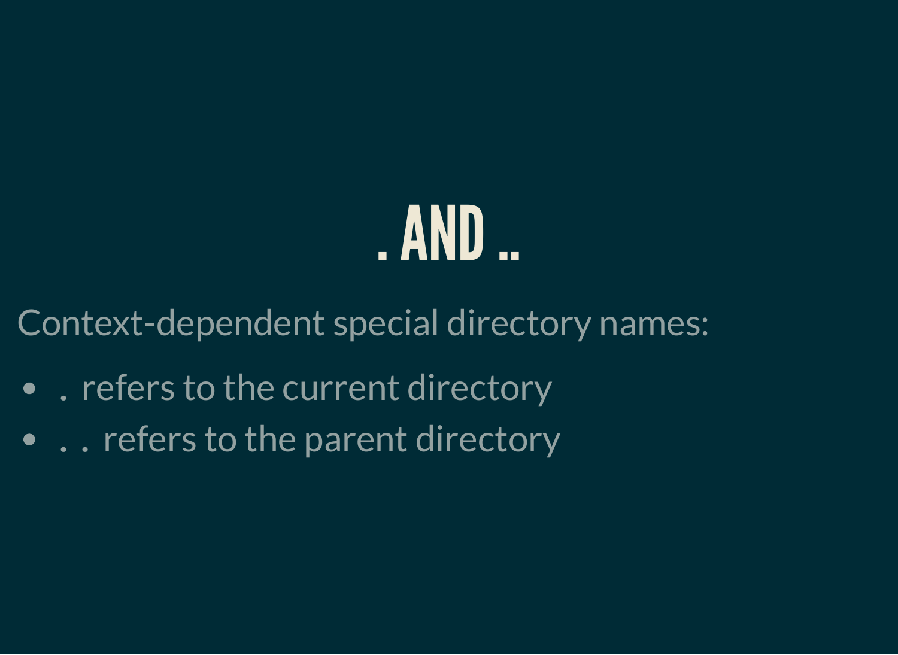# . AND ..

Context-dependent special directory names:

- `.` refers to the current directory
- `..` refers to the parent directory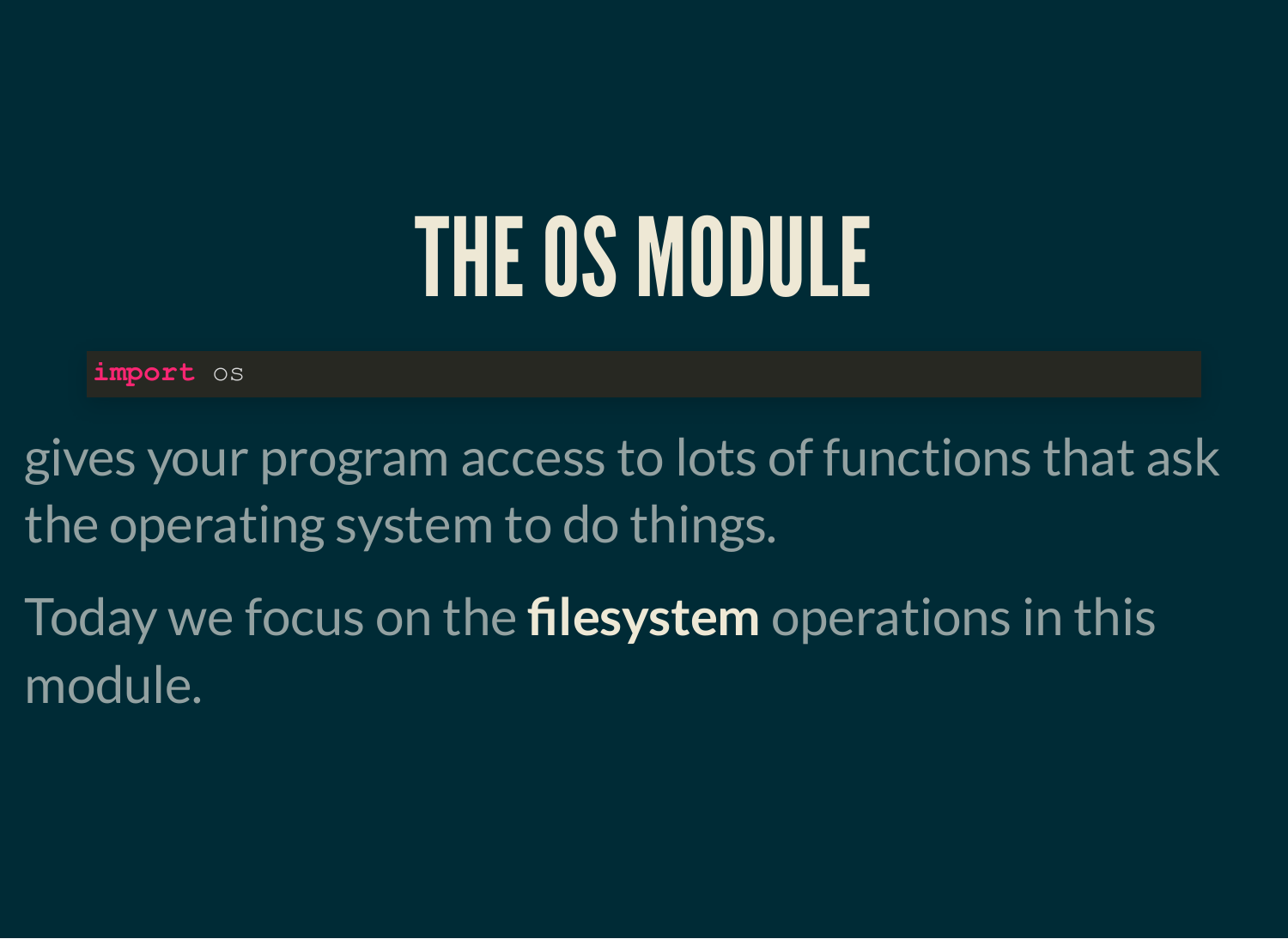# THE OS MODULE

```python
import os
```

gives your program access to lots of functions that ask the operating system to do things.

Today we focus on the **filesystem** operations in this module.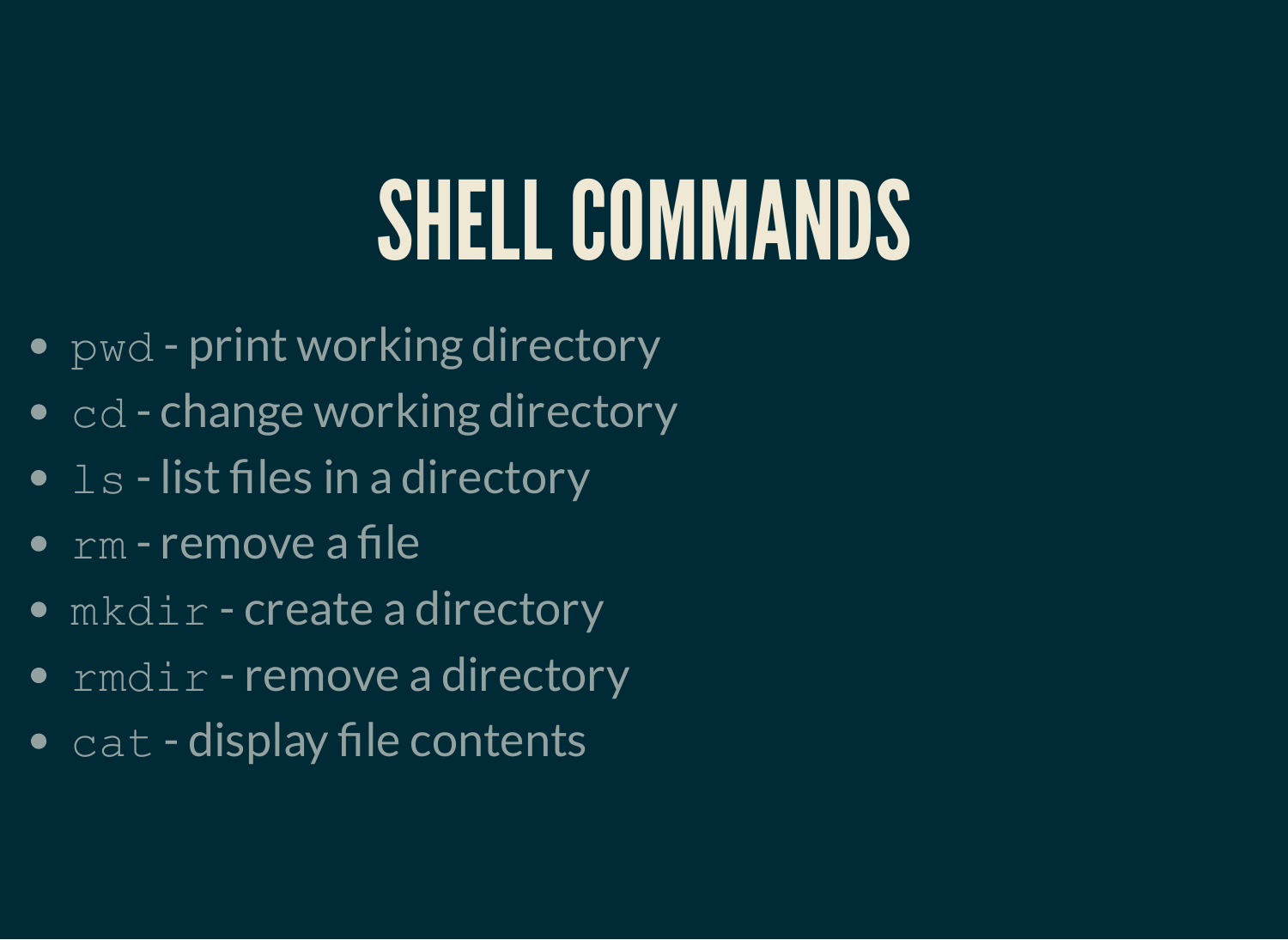# SHELL COMMANDS

- `pwd` - print working directory
- `cd` - change working directory
- `ls` - list files in a directory
- `rm` - remove a file
- `mkdir` - create a directory
- `rmdir` - remove a directory
- `cat` - display file contents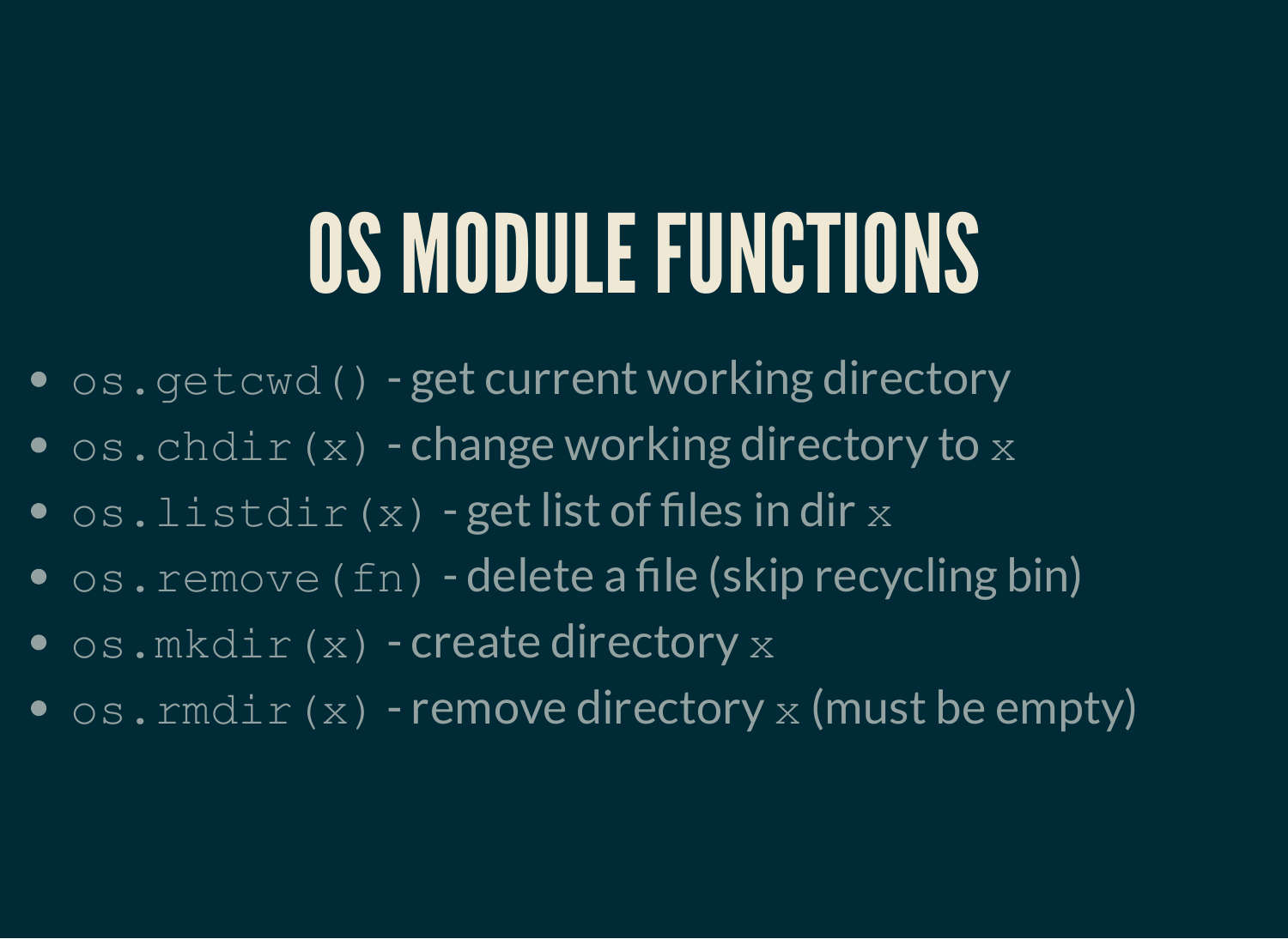# OS MODULE FUNCTIONS

- `os.getcwd()` - get current working directory
- `os.chdir(x)` - change working directory to `x`
- `os.listdir(x)` - get list of files in dir `x`
- `os.remove(fn)` - delete a file (skip recycling bin)
- `os.mkdir(x)` - create directory `x`
- `os.rmdir(x)` - remove directory `x` (must be empty)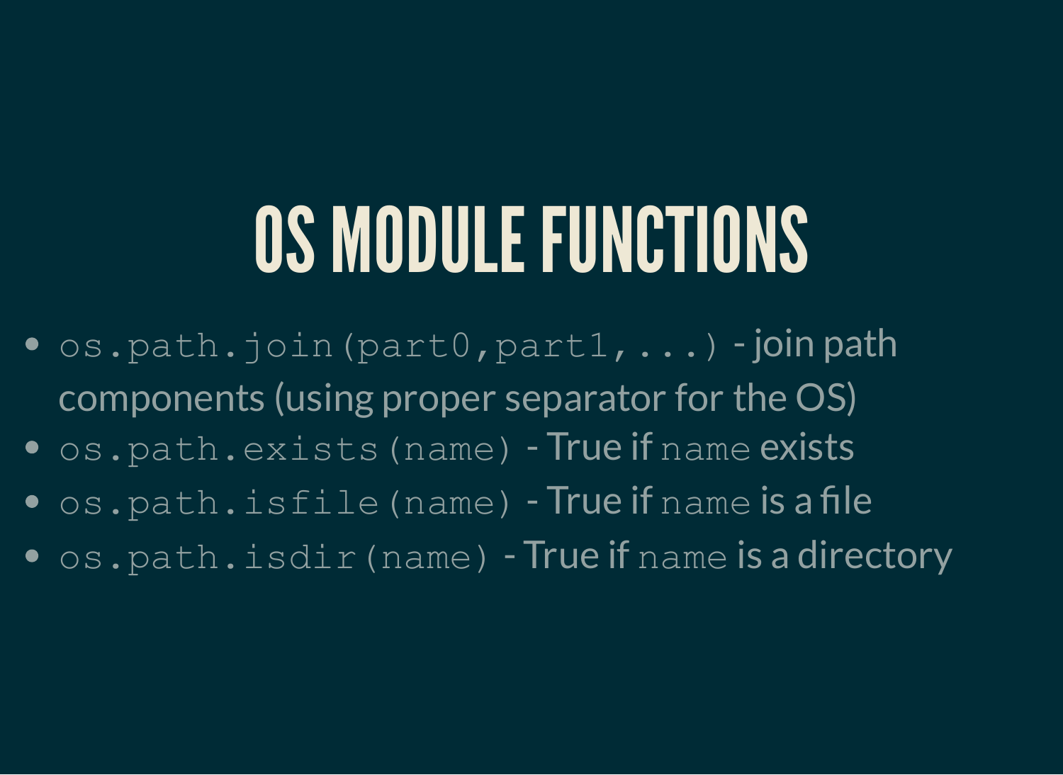# OS MODULE FUNCTIONS

- `os.path.join(part0,part1,...)` - join path components (using proper separator for the OS)
- `os.path.exists(name)` - True if `name` exists
- `os.path.isfile(name)` - True if `name` is a file
- `os.path.isdir(name)` - True if `name` is a directory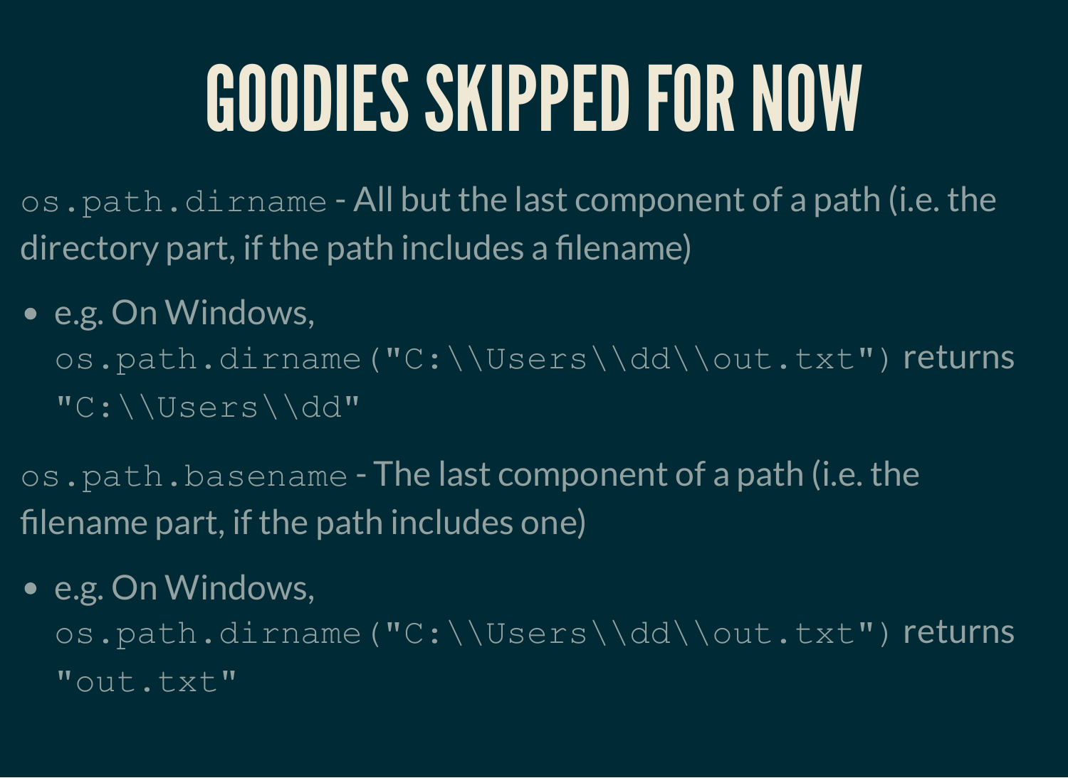# GOODIES SKIPPED FOR NOW

`os.path.dirname` - All but the last component of a path (i.e. the directory part, if the path includes a filename)

- e.g. On Windows, `os.path.dirname("C:\\Users\\dd\\out.txt")` returns `"C:\\Users\\dd"`

`os.path.basename` - The last component of a path (i.e. the filename part, if the path includes one)

- e.g. On Windows, `os.path.dirname("C:\\Users\\dd\\out.txt")` returns `"out.txt"`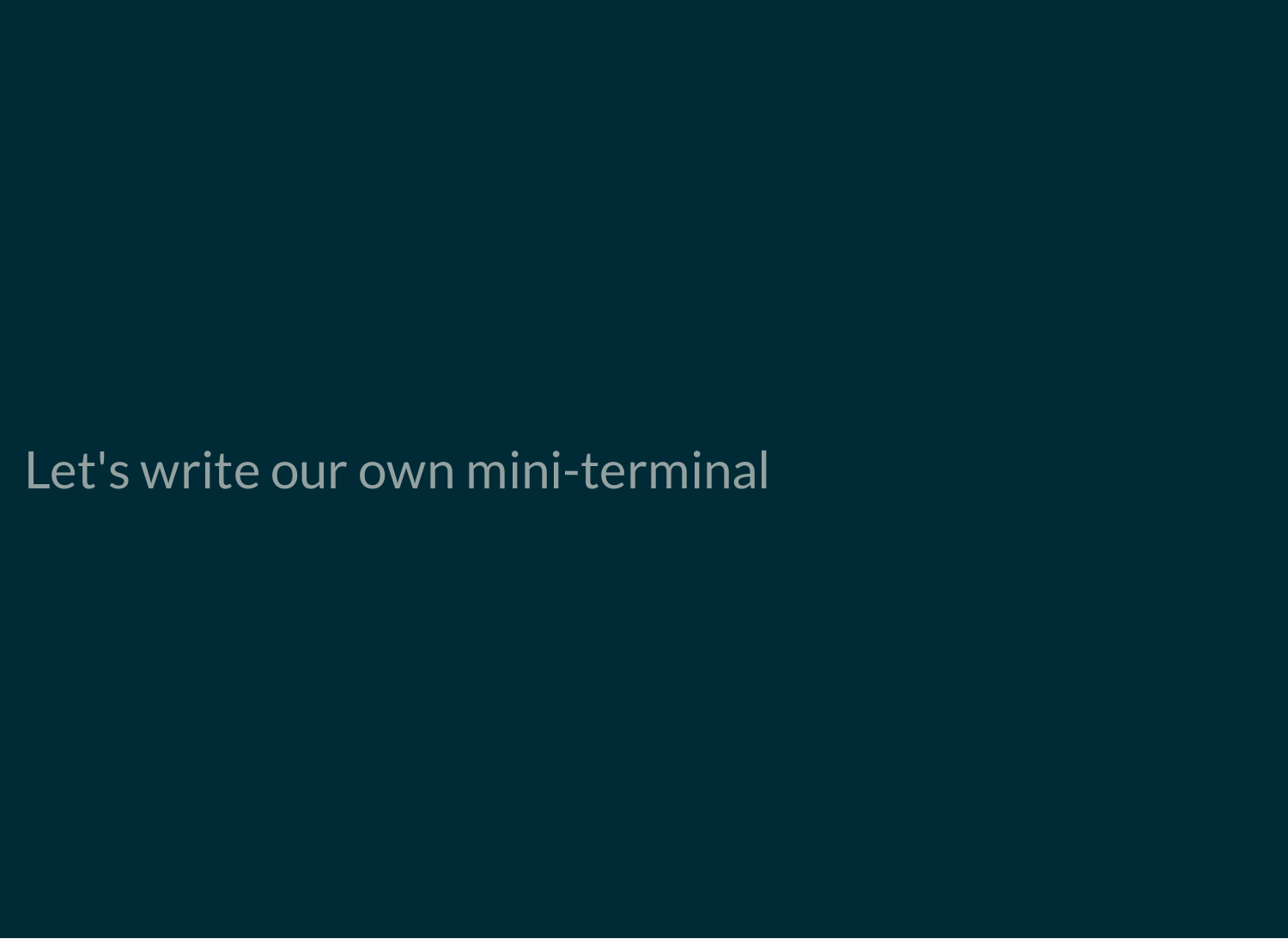Let's write our own mini-terminal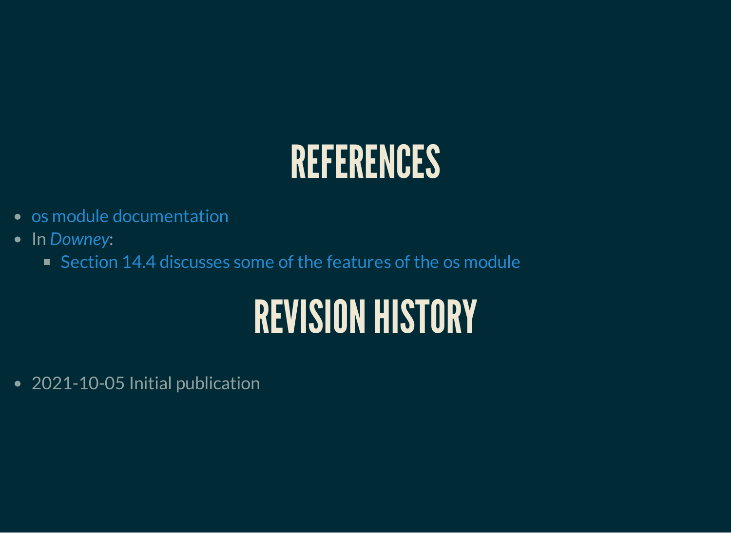# REFERENCES

- os module documentation
- In *Downey*:
  - Section 14.4 discusses some of the features of the os module

# REVISION HISTORY

- 2021-10-05 Initial publication